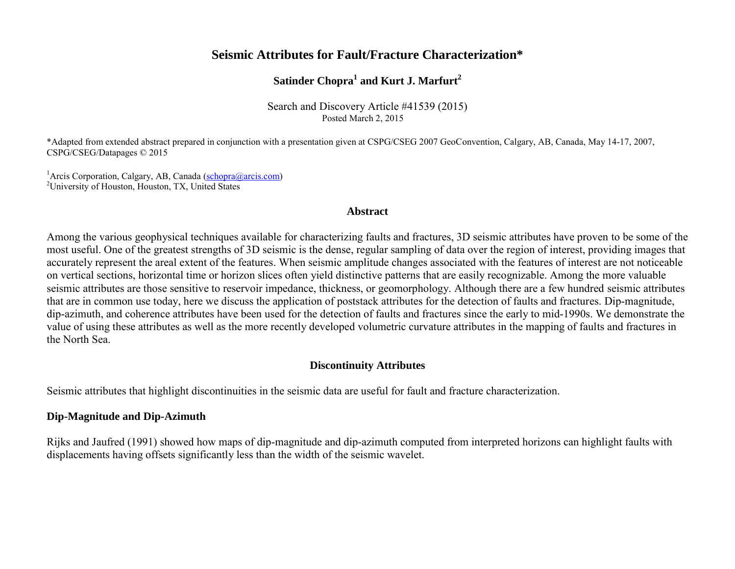# Seismic Attributes for Fault/Fracture Characterization*

**Satinder Chopra[1] and Kurt J. Marfurt[2]**

Search and Discovery Article #41539 (2015)
Posted March 2, 2015

*Adapted from extended abstract prepared in conjunction with a presentation given at CSPG/CSEG 2007 GeoConvention, Calgary, AB, Canada, May 14-17, 2007, CSPG/CSEG/Datapages © 2015

[1]Arcis Corporation, Calgary, AB, Canada (schopra@arcis.com)
[2]University of Houston, Houston, TX, United States

## Abstract

Among the various geophysical techniques available for characterizing faults and fractures, 3D seismic attributes have proven to be some of the most useful. One of the greatest strengths of 3D seismic is the dense, regular sampling of data over the region of interest, providing images that accurately represent the areal extent of the features. When seismic amplitude changes associated with the features of interest are not noticeable on vertical sections, horizontal time or horizon slices often yield distinctive patterns that are easily recognizable. Among the more valuable seismic attributes are those sensitive to reservoir impedance, thickness, or geomorphology. Although there are a few hundred seismic attributes that are in common use today, here we discuss the application of poststack attributes for the detection of faults and fractures. Dip-magnitude, dip-azimuth, and coherence attributes have been used for the detection of faults and fractures since the early to mid-1990s. We demonstrate the value of using these attributes as well as the more recently developed volumetric curvature attributes in the mapping of faults and fractures in the North Sea.

## Discontinuity Attributes

Seismic attributes that highlight discontinuities in the seismic data are useful for fault and fracture characterization.

### Dip-Magnitude and Dip-Azimuth

Rijks and Jaufred (1991) showed how maps of dip-magnitude and dip-azimuth computed from interpreted horizons can highlight faults with displacements having offsets significantly less than the width of the seismic wavelet.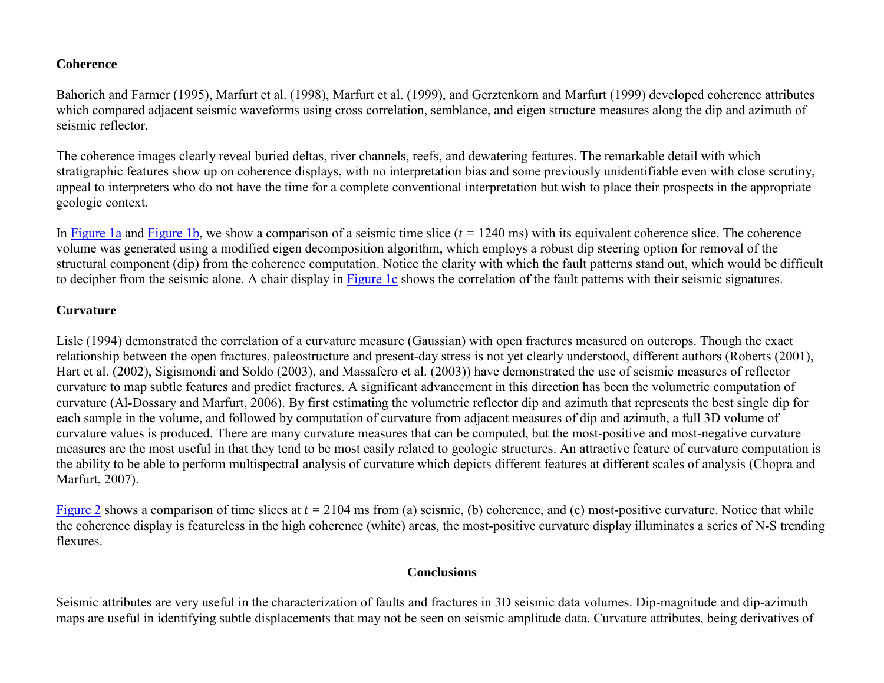**Coherence**

Bahorich and Farmer (1995), Marfurt et al. (1998), Marfurt et al. (1999), and Gerztenkorn and Marfurt (1999) developed coherence attributes which compared adjacent seismic waveforms using cross correlation, semblance, and eigen structure measures along the dip and azimuth of seismic reflector.

The coherence images clearly reveal buried deltas, river channels, reefs, and dewatering features. The remarkable detail with which stratigraphic features show up on coherence displays, with no interpretation bias and some previously unidentifiable even with close scrutiny, appeal to interpreters who do not have the time for a complete conventional interpretation but wish to place their prospects in the appropriate geologic context.

In Figure 1a and Figure 1b, we show a comparison of a seismic time slice ($t$ = 1240 ms) with its equivalent coherence slice. The coherence volume was generated using a modified eigen decomposition algorithm, which employs a robust dip steering option for removal of the structural component (dip) from the coherence computation. Notice the clarity with which the fault patterns stand out, which would be difficult to decipher from the seismic alone. A chair display in Figure 1c shows the correlation of the fault patterns with their seismic signatures.

**Curvature**

Lisle (1994) demonstrated the correlation of a curvature measure (Gaussian) with open fractures measured on outcrops. Though the exact relationship between the open fractures, paleostructure and present-day stress is not yet clearly understood, different authors (Roberts (2001), Hart et al. (2002), Sigismondi and Soldo (2003), and Massafero et al. (2003)) have demonstrated the use of seismic measures of reflector curvature to map subtle features and predict fractures. A significant advancement in this direction has been the volumetric computation of curvature (Al-Dossary and Marfurt, 2006). By first estimating the volumetric reflector dip and azimuth that represents the best single dip for each sample in the volume, and followed by computation of curvature from adjacent measures of dip and azimuth, a full 3D volume of curvature values is produced. There are many curvature measures that can be computed, but the most-positive and most-negative curvature measures are the most useful in that they tend to be most easily related to geologic structures. An attractive feature of curvature computation is the ability to be able to perform multispectral analysis of curvature which depicts different features at different scales of analysis (Chopra and Marfurt, 2007).

Figure 2 shows a comparison of time slices at $t$ = 2104 ms from (a) seismic, (b) coherence, and (c) most-positive curvature. Notice that while the coherence display is featureless in the high coherence (white) areas, the most-positive curvature display illuminates a series of N-S trending flexures.

## Conclusions

Seismic attributes are very useful in the characterization of faults and fractures in 3D seismic data volumes. Dip-magnitude and dip-azimuth maps are useful in identifying subtle displacements that may not be seen on seismic amplitude data. Curvature attributes, being derivatives of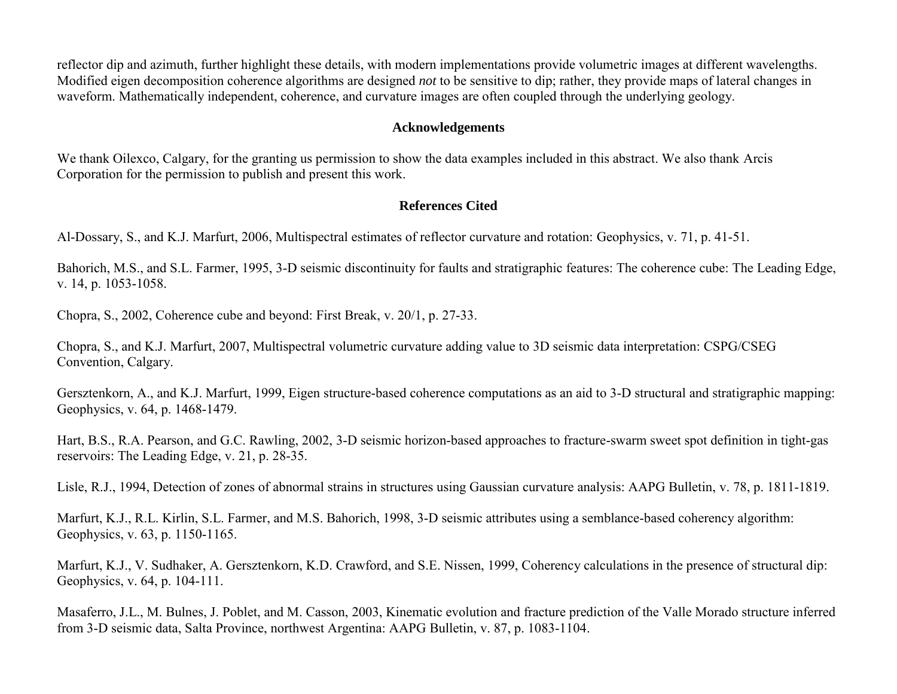reflector dip and azimuth, further highlight these details, with modern implementations provide volumetric images at different wavelengths. Modified eigen decomposition coherence algorithms are designed *not* to be sensitive to dip; rather, they provide maps of lateral changes in waveform. Mathematically independent, coherence, and curvature images are often coupled through the underlying geology.

## Acknowledgements

We thank Oilexco, Calgary, for the granting us permission to show the data examples included in this abstract. We also thank Arcis Corporation for the permission to publish and present this work.

## References Cited

Al-Dossary, S., and K.J. Marfurt, 2006, Multispectral estimates of reflector curvature and rotation: Geophysics, v. 71, p. 41-51.

Bahorich, M.S., and S.L. Farmer, 1995, 3-D seismic discontinuity for faults and stratigraphic features: The coherence cube: The Leading Edge, v. 14, p. 1053-1058.

Chopra, S., 2002, Coherence cube and beyond: First Break, v. 20/1, p. 27-33.

Chopra, S., and K.J. Marfurt, 2007, Multispectral volumetric curvature adding value to 3D seismic data interpretation: CSPG/CSEG Convention, Calgary.

Gersztenkorn, A., and K.J. Marfurt, 1999, Eigen structure-based coherence computations as an aid to 3-D structural and stratigraphic mapping: Geophysics, v. 64, p. 1468-1479.

Hart, B.S., R.A. Pearson, and G.C. Rawling, 2002, 3-D seismic horizon-based approaches to fracture-swarm sweet spot definition in tight-gas reservoirs: The Leading Edge, v. 21, p. 28-35.

Lisle, R.J., 1994, Detection of zones of abnormal strains in structures using Gaussian curvature analysis: AAPG Bulletin, v. 78, p. 1811-1819.

Marfurt, K.J., R.L. Kirlin, S.L. Farmer, and M.S. Bahorich, 1998, 3-D seismic attributes using a semblance-based coherency algorithm: Geophysics, v. 63, p. 1150-1165.

Marfurt, K.J., V. Sudhaker, A. Gersztenkorn, K.D. Crawford, and S.E. Nissen, 1999, Coherency calculations in the presence of structural dip: Geophysics, v. 64, p. 104-111.

Masaferro, J.L., M. Bulnes, J. Poblet, and M. Casson, 2003, Kinematic evolution and fracture prediction of the Valle Morado structure inferred from 3-D seismic data, Salta Province, northwest Argentina: AAPG Bulletin, v. 87, p. 1083-1104.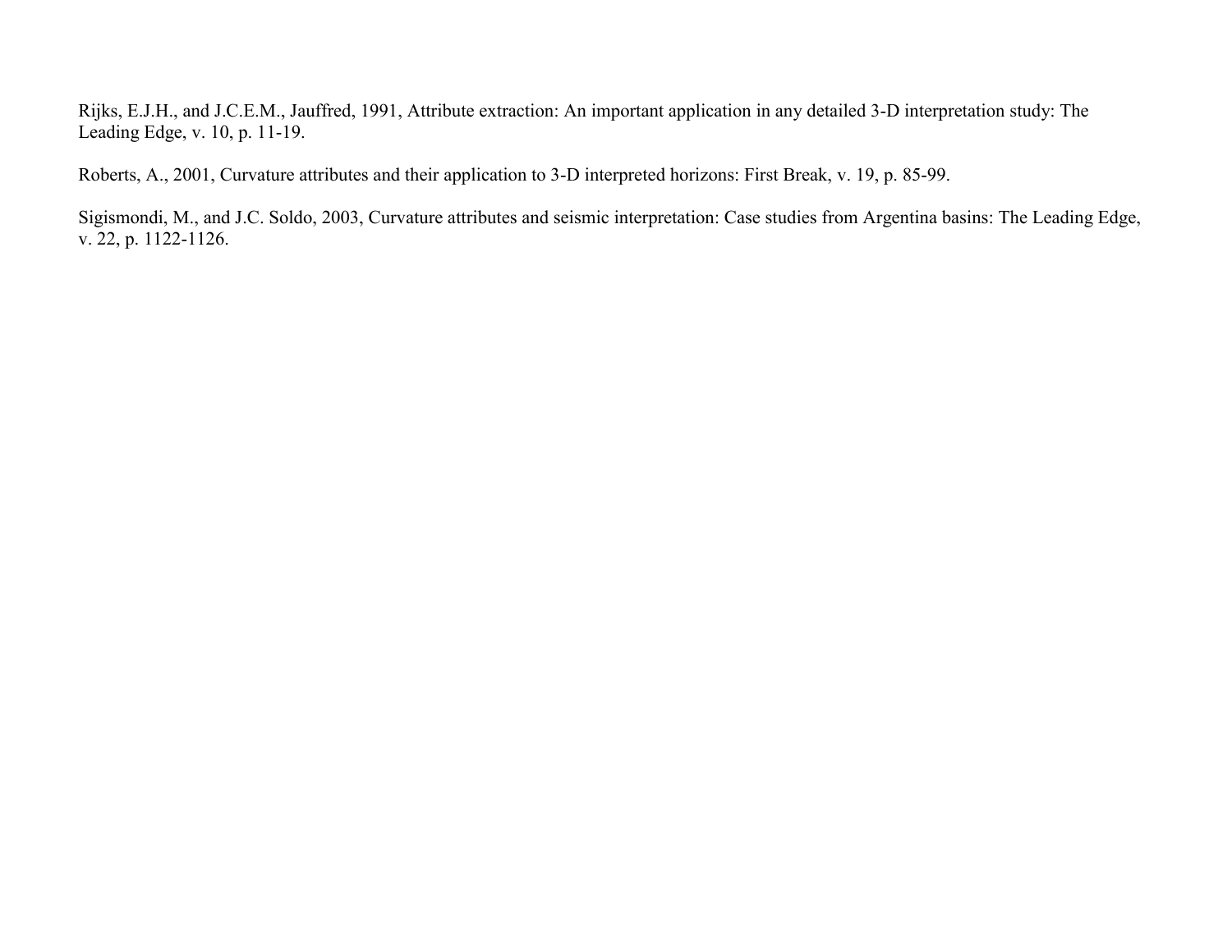Rijks, E.J.H., and J.C.E.M., Jauffred, 1991, Attribute extraction: An important application in any detailed 3-D interpretation study: The Leading Edge, v. 10, p. 11-19.

Roberts, A., 2001, Curvature attributes and their application to 3-D interpreted horizons: First Break, v. 19, p. 85-99.

Sigismondi, M., and J.C. Soldo, 2003, Curvature attributes and seismic interpretation: Case studies from Argentina basins: The Leading Edge, v. 22, p. 1122-1126.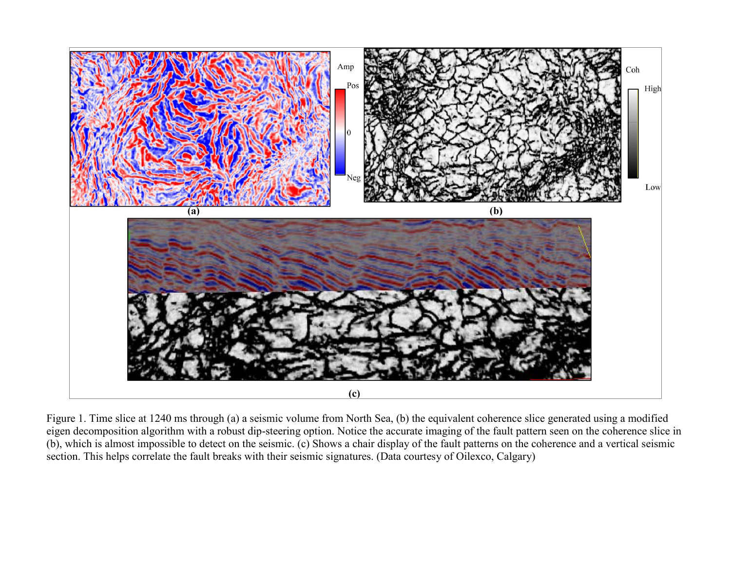Figure 1. Time slice at 1240 ms through (a) a seismic volume from North Sea, (b) the equivalent coherence slice generated using a modified eigen decomposition algorithm with a robust dip-steering option. Notice the accurate imaging of the fault pattern seen on the coherence slice in (b), which is almost impossible to detect on the seismic. (c) Shows a chair display of the fault patterns on the coherence and a vertical seismic section. This helps correlate the fault breaks with their seismic signatures. (Data courtesy of Oilexco, Calgary)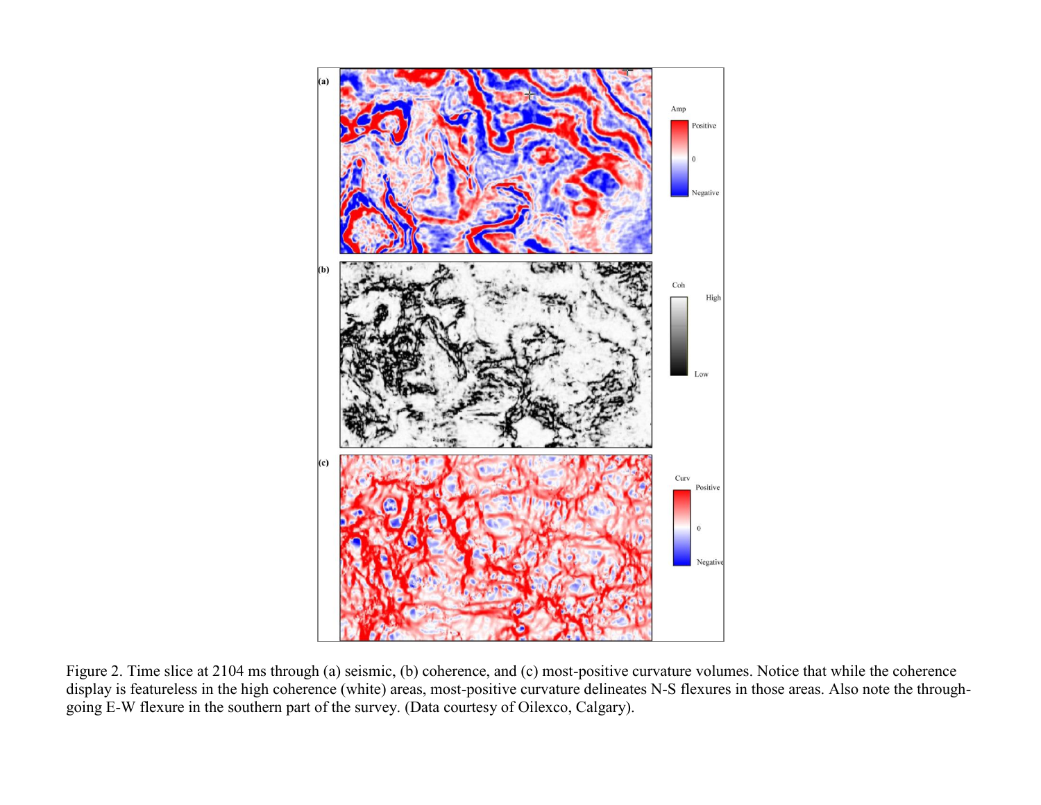(a)

Amp

Positive

0

Negative

(b)

Coh

High

Low

(c)

Curv

Positive

0

Negative

Figure 2. Time slice at 2104 ms through (a) seismic, (b) coherence, and (c) most-positive curvature volumes. Notice that while the coherence display is featureless in the high coherence (white) areas, most-positive curvature delineates N-S flexures in those areas. Also note the through-going E-W flexure in the southern part of the survey. (Data courtesy of Oilexco, Calgary).